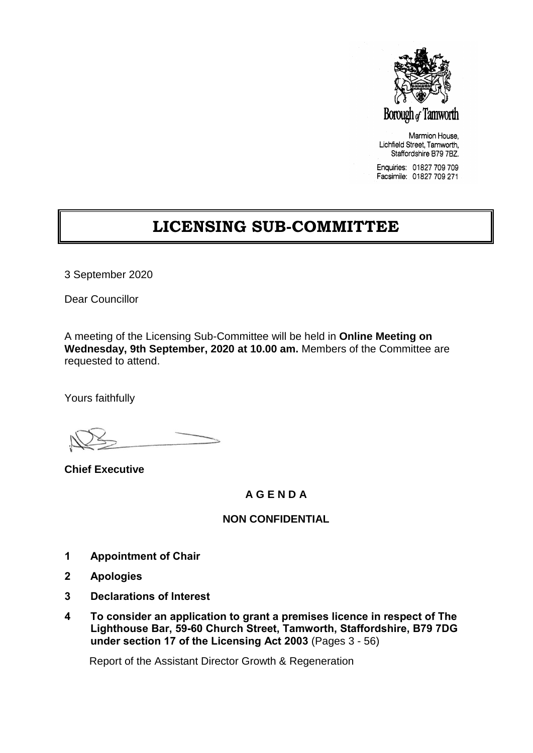Borough of Tamworth

Marmion House,
Lichfield Street, Tamworth,
Staffordshire B79 7BZ.

Enquiries: 01827 709 709
Facsimile: 01827 709 271

# LICENSING SUB-COMMITTEE

3 September 2020

Dear Councillor

A meeting of the Licensing Sub-Committee will be held in **Online Meeting on Wednesday, 9th September, 2020 at 10.00 am.** Members of the Committee are requested to attend.

Yours faithfully

**Chief Executive**

## A G E N D A

### NON CONFIDENTIAL

**1 Appointment of Chair**

**2 Apologies**

**3 Declarations of Interest**

**4 To consider an application to grant a premises licence in respect of The Lighthouse Bar, 59-60 Church Street, Tamworth, Staffordshire, B79 7DG under section 17 of the Licensing Act 2003** (Pages 3 - 56)

Report of the Assistant Director Growth & Regeneration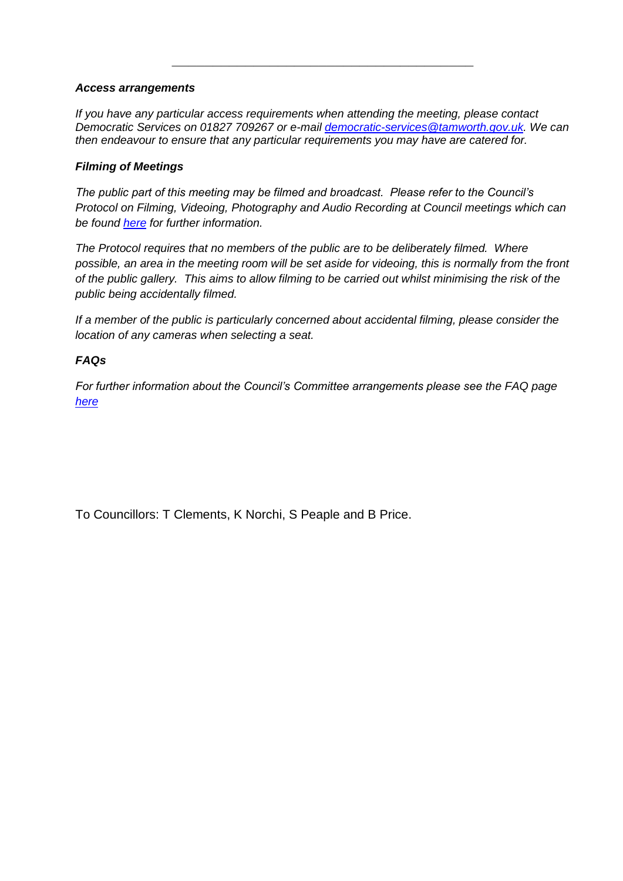---

***Access arrangements***

*If you have any particular access requirements when attending the meeting, please contact Democratic Services on 01827 709267 or e-mail [democratic-services@tamworth.gov.uk](mailto:democratic-services@tamworth.gov.uk). We can then endeavour to ensure that any particular requirements you may have are catered for.*

***Filming of Meetings***

*The public part of this meeting may be filmed and broadcast. Please refer to the Council's Protocol on Filming, Videoing, Photography and Audio Recording at Council meetings which can be found here for further information.*

*The Protocol requires that no members of the public are to be deliberately filmed. Where possible, an area in the meeting room will be set aside for videoing, this is normally from the front of the public gallery. This aims to allow filming to be carried out whilst minimising the risk of the public being accidentally filmed.*

*If a member of the public is particularly concerned about accidental filming, please consider the location of any cameras when selecting a seat.*

***FAQs***

*For further information about the Council's Committee arrangements please see the FAQ page here*

To Councillors: T Clements, K Norchi, S Peaple and B Price.